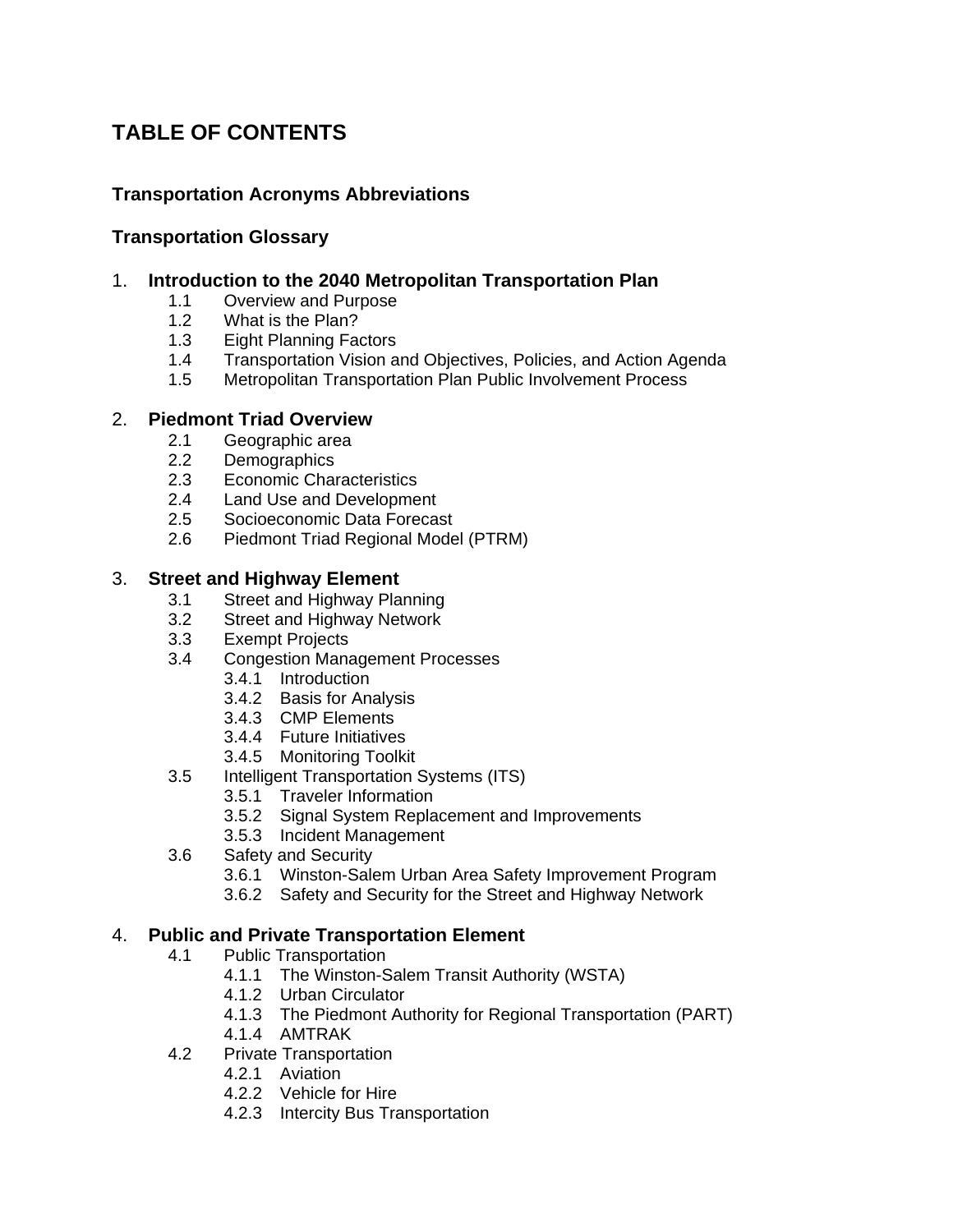# TABLE OF CONTENTS

**Transportation Acronyms Abbreviations**

**Transportation Glossary**

1. **Introduction to the 2040 Metropolitan Transportation Plan**
   - 1.1 Overview and Purpose
   - 1.2 What is the Plan?
   - 1.3 Eight Planning Factors
   - 1.4 Transportation Vision and Objectives, Policies, and Action Agenda
   - 1.5 Metropolitan Transportation Plan Public Involvement Process

2. **Piedmont Triad Overview**
   - 2.1 Geographic area
   - 2.2 Demographics
   - 2.3 Economic Characteristics
   - 2.4 Land Use and Development
   - 2.5 Socioeconomic Data Forecast
   - 2.6 Piedmont Triad Regional Model (PTRM)

3. **Street and Highway Element**
   - 3.1 Street and Highway Planning
   - 3.2 Street and Highway Network
   - 3.3 Exempt Projects
   - 3.4 Congestion Management Processes
     - 3.4.1 Introduction
     - 3.4.2 Basis for Analysis
     - 3.4.3 CMP Elements
     - 3.4.4 Future Initiatives
     - 3.4.5 Monitoring Toolkit
   - 3.5 Intelligent Transportation Systems (ITS)
     - 3.5.1 Traveler Information
     - 3.5.2 Signal System Replacement and Improvements
     - 3.5.3 Incident Management
   - 3.6 Safety and Security
     - 3.6.1 Winston-Salem Urban Area Safety Improvement Program
     - 3.6.2 Safety and Security for the Street and Highway Network

4. **Public and Private Transportation Element**
   - 4.1 Public Transportation
     - 4.1.1 The Winston-Salem Transit Authority (WSTA)
     - 4.1.2 Urban Circulator
     - 4.1.3 The Piedmont Authority for Regional Transportation (PART)
     - 4.1.4 AMTRAK
   - 4.2 Private Transportation
     - 4.2.1 Aviation
     - 4.2.2 Vehicle for Hire
     - 4.2.3 Intercity Bus Transportation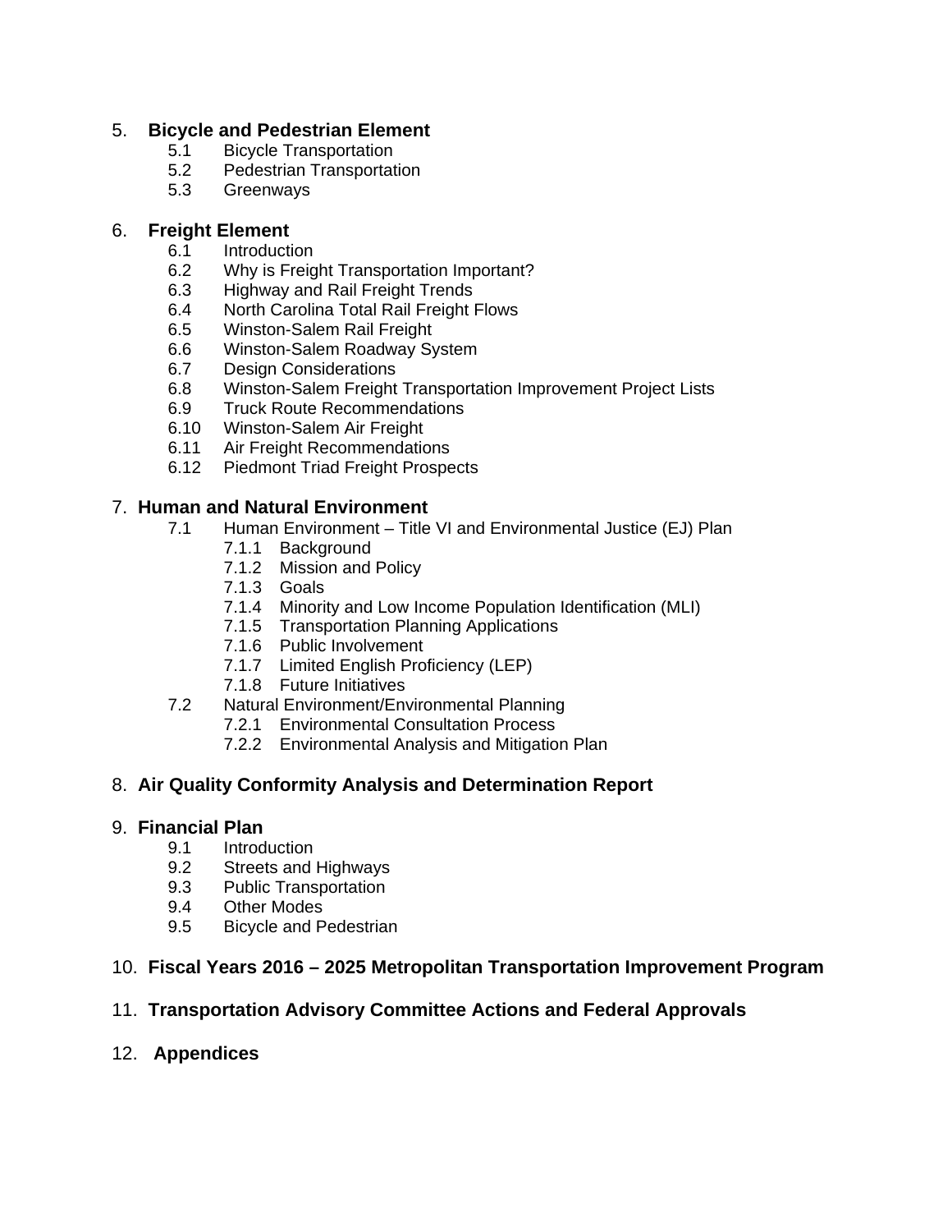5. **Bicycle and Pedestrian Element**
    - 5.1 Bicycle Transportation
    - 5.2 Pedestrian Transportation
    - 5.3 Greenways

6. **Freight Element**
    - 6.1 Introduction
    - 6.2 Why is Freight Transportation Important?
    - 6.3 Highway and Rail Freight Trends
    - 6.4 North Carolina Total Rail Freight Flows
    - 6.5 Winston-Salem Rail Freight
    - 6.6 Winston-Salem Roadway System
    - 6.7 Design Considerations
    - 6.8 Winston-Salem Freight Transportation Improvement Project Lists
    - 6.9 Truck Route Recommendations
    - 6.10 Winston-Salem Air Freight
    - 6.11 Air Freight Recommendations
    - 6.12 Piedmont Triad Freight Prospects

7. **Human and Natural Environment**
    - 7.1 Human Environment – Title VI and Environmental Justice (EJ) Plan
        - 7.1.1 Background
        - 7.1.2 Mission and Policy
        - 7.1.3 Goals
        - 7.1.4 Minority and Low Income Population Identification (MLI)
        - 7.1.5 Transportation Planning Applications
        - 7.1.6 Public Involvement
        - 7.1.7 Limited English Proficiency (LEP)
        - 7.1.8 Future Initiatives
    - 7.2 Natural Environment/Environmental Planning
        - 7.2.1 Environmental Consultation Process
        - 7.2.2 Environmental Analysis and Mitigation Plan

8. **Air Quality Conformity Analysis and Determination Report**

9. **Financial Plan**
    - 9.1 Introduction
    - 9.2 Streets and Highways
    - 9.3 Public Transportation
    - 9.4 Other Modes
    - 9.5 Bicycle and Pedestrian

10. **Fiscal Years 2016 – 2025 Metropolitan Transportation Improvement Program**

11. **Transportation Advisory Committee Actions and Federal Approvals**

12. **Appendices**